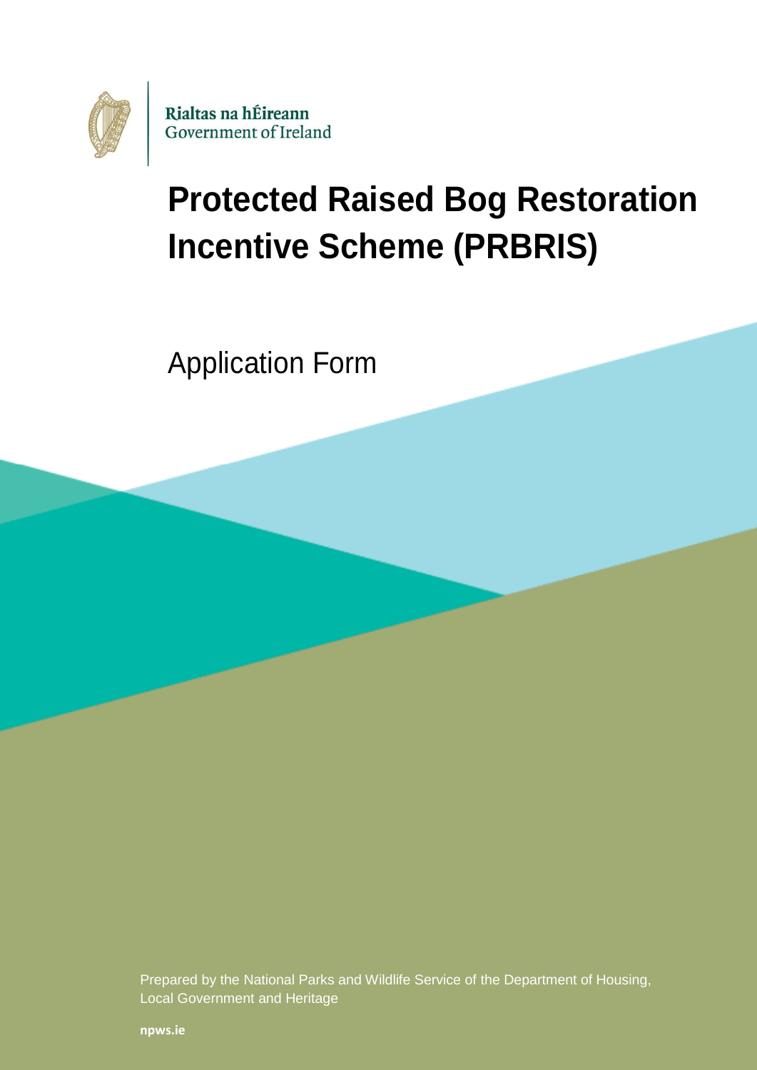Rialtas na hÉireann
Government of Ireland

# Protected Raised Bog Restoration Incentive Scheme (PRBRIS)

## Application Form

Prepared by the National Parks and Wildlife Service of the Department of Housing, Local Government and Heritage

**npws.ie**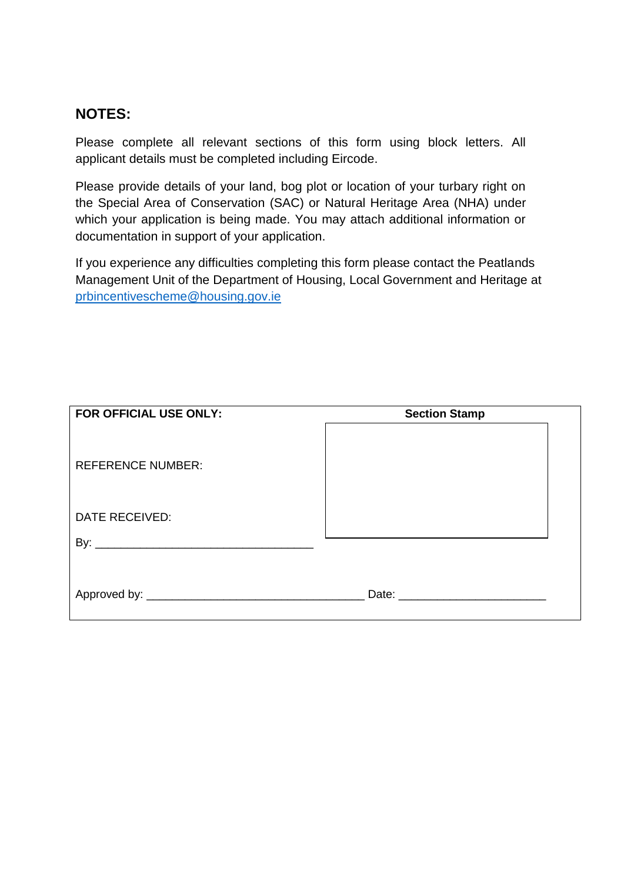## NOTES:

Please complete all relevant sections of this form using block letters. All applicant details must be completed including Eircode.

Please provide details of your land, bog plot or location of your turbary right on the Special Area of Conservation (SAC) or Natural Heritage Area (NHA) under which your application is being made. You may attach additional information or documentation in support of your application.

If you experience any difficulties completing this form please contact the Peatlands Management Unit of the Department of Housing, Local Government and Heritage at prbincentivescheme@housing.gov.ie

| | |
|---|---|
| **FOR OFFICIAL USE ONLY:** | **Section Stamp** |
| REFERENCE NUMBER: | |
| DATE RECEIVED: | |
| By: ________________________________ | |
| Approved by: ________________________________ | Date: ______________________ |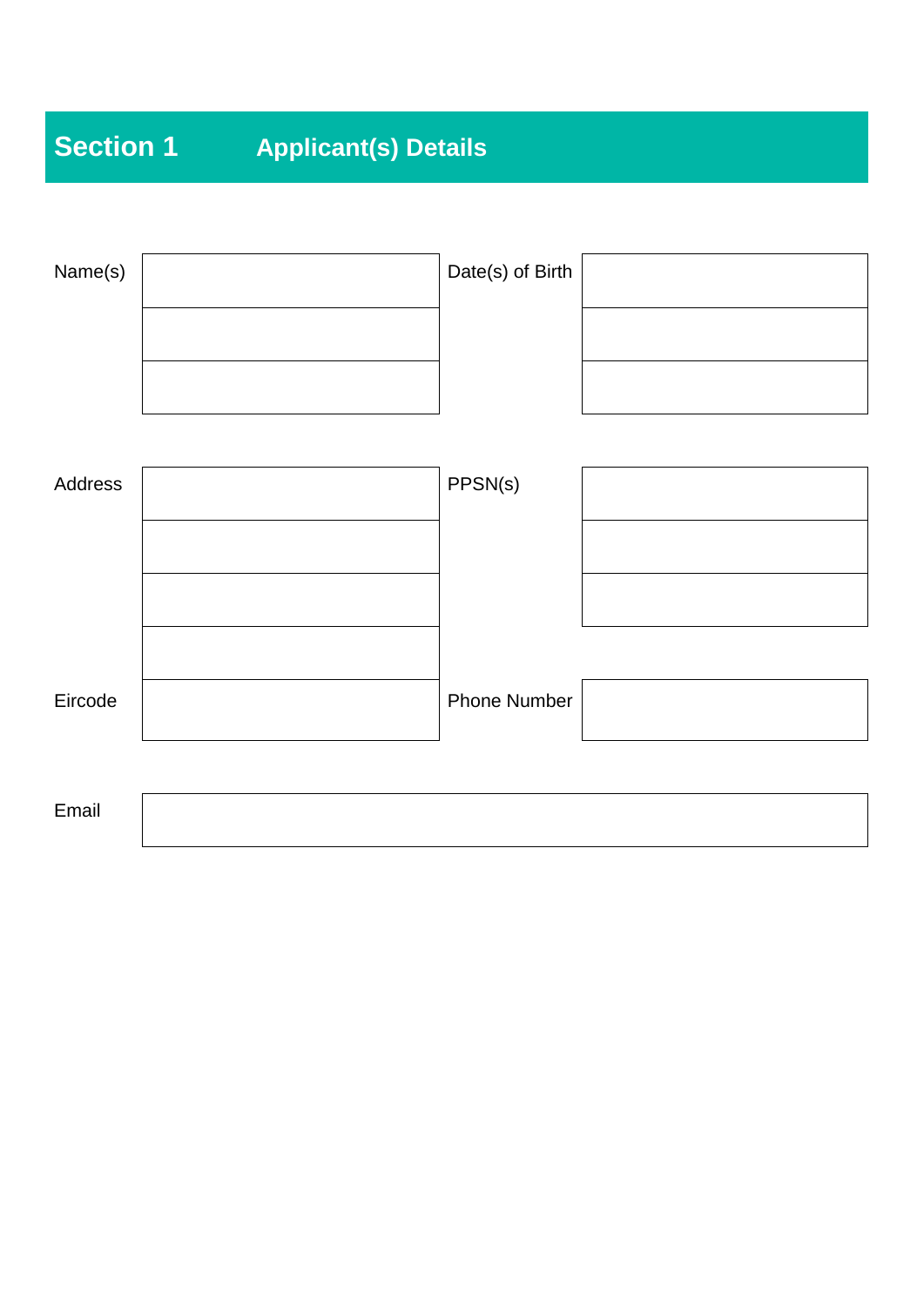## Section 1 Applicant(s) Details

| | | | |
|---|---|---|---|
| Name(s) | | Date(s) of Birth | |
| | | | |
| | | | |
| Address | | PPSN(s) | |
| | | | |
| | | | |
| | | | |
| Eircode | | Phone Number | |
| Email | | | |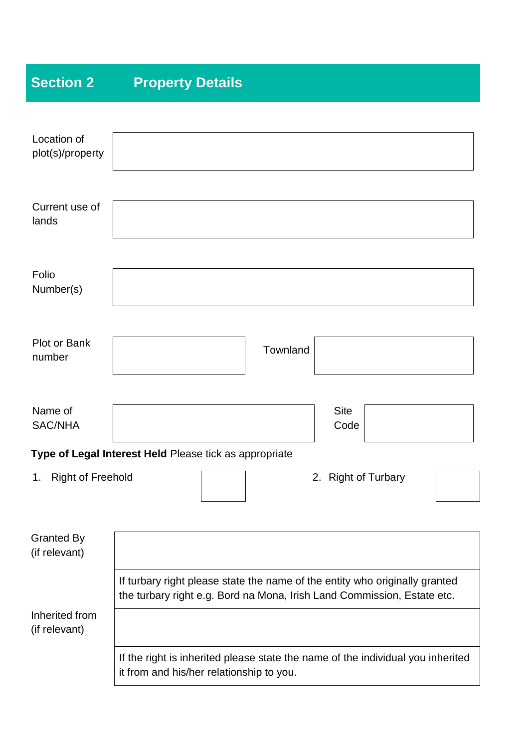## Section 2 Property Details

| | | | |
|---|---|---|---|
| Location of plot(s)/property | | | |
| Current use of lands | | | |
| Folio Number(s) | | | |
| Plot or Bank number | | Townland | |
| Name of SAC/NHA | | Site Code | |

**Type of Legal Interest Held** Please tick as appropriate

| | | | |
|---|---|---|---|
| 1. Right of Freehold | | 2. Right of Turbary | |

| | |
|---|---|
| Granted By (if relevant) | |
| | If turbary right please state the name of the entity who originally granted the turbary right e.g. Bord na Mona, Irish Land Commission, Estate etc. |
| Inherited from (if relevant) | |
| | If the right is inherited please state the name of the individual you inherited it from and his/her relationship to you. |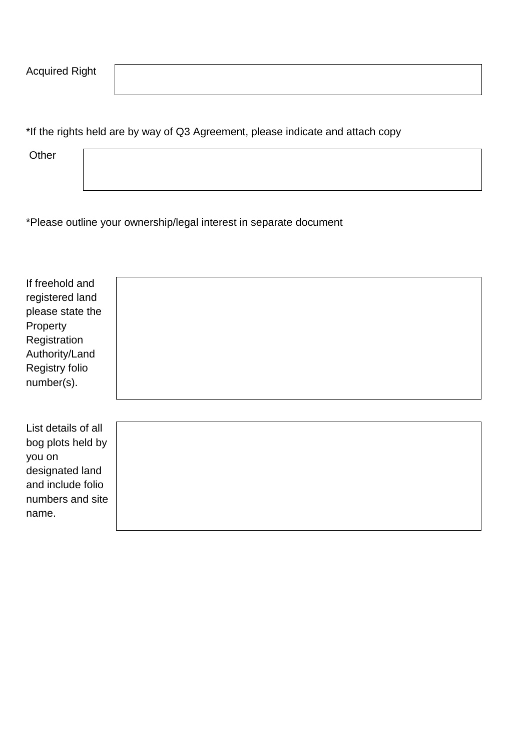| | |
|---|---|
| Acquired Right | |

*If the rights held are by way of Q3 Agreement, please indicate and attach copy

| | |
|---|---|
| Other | |

*Please outline your ownership/legal interest in separate document

| | |
|---|---|
| If freehold and registered land please state the Property Registration Authority/Land Registry folio number(s). | |

| | |
|---|---|
| List details of all bog plots held by you on designated land and include folio numbers and site name. | |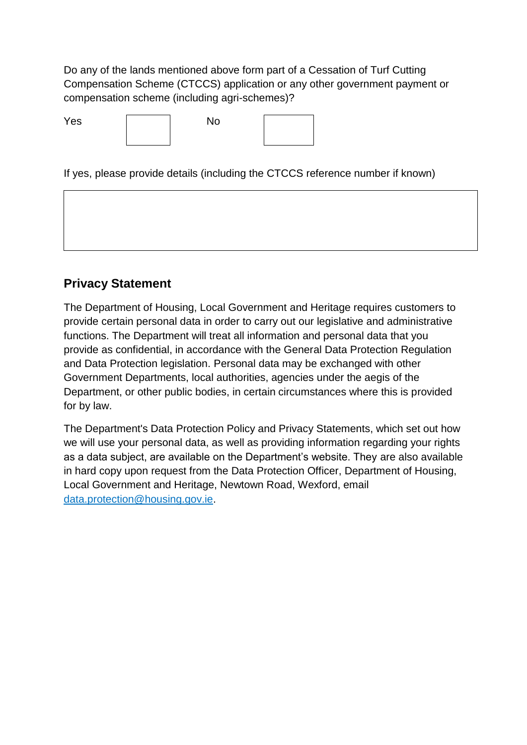Do any of the lands mentioned above form part of a Cessation of Turf Cutting Compensation Scheme (CTCCS) application or any other government payment or compensation scheme (including agri-schemes)?

| Yes | ☐ | No | ☐ |
|---|---|---|---|

If yes, please provide details (including the CTCCS reference number if known)

| |
|---|
| |

## Privacy Statement

The Department of Housing, Local Government and Heritage requires customers to provide certain personal data in order to carry out our legislative and administrative functions. The Department will treat all information and personal data that you provide as confidential, in accordance with the General Data Protection Regulation and Data Protection legislation. Personal data may be exchanged with other Government Departments, local authorities, agencies under the aegis of the Department, or other public bodies, in certain circumstances where this is provided for by law.

The Department's Data Protection Policy and Privacy Statements, which set out how we will use your personal data, as well as providing information regarding your rights as a data subject, are available on the Department's website. They are also available in hard copy upon request from the Data Protection Officer, Department of Housing, Local Government and Heritage, Newtown Road, Wexford, email [data.protection@housing.gov.ie](mailto:data.protection@housing.gov.ie).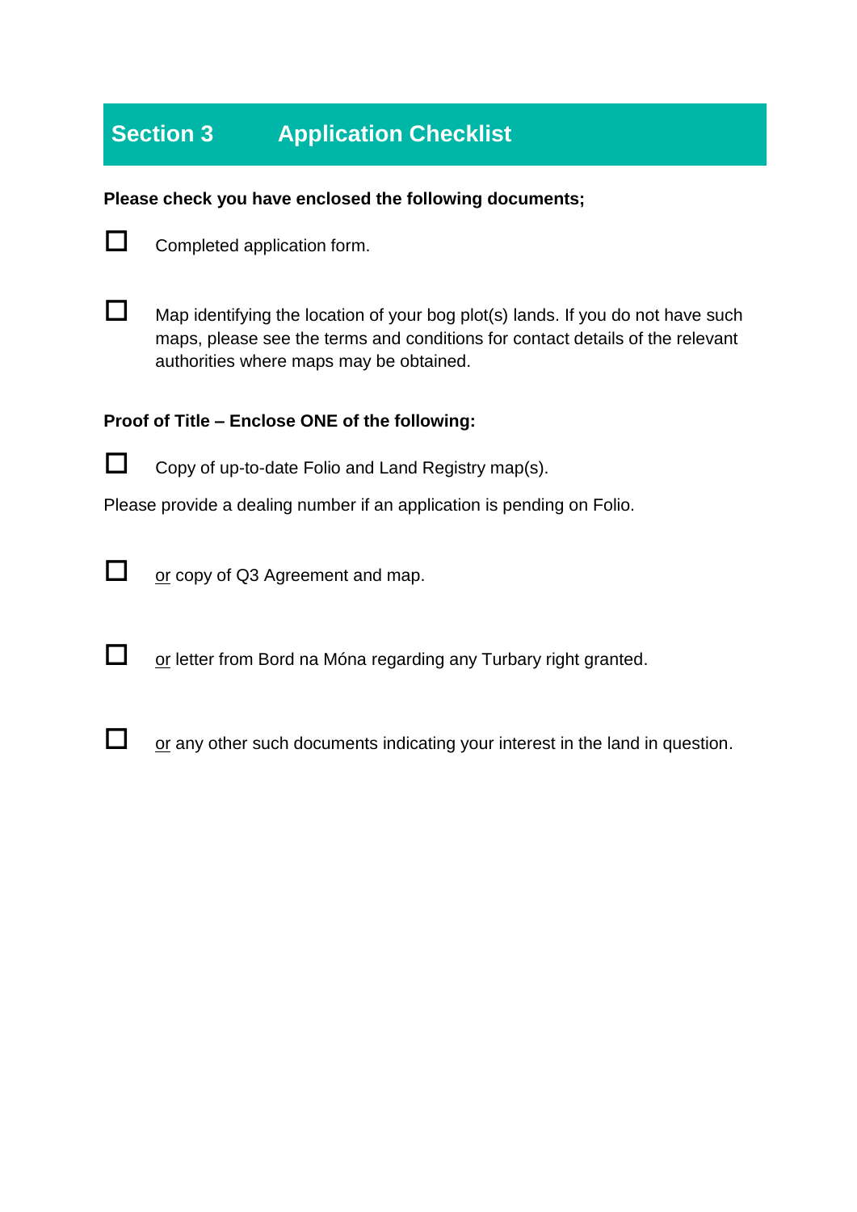## Section 3 Application Checklist

**Please check you have enclosed the following documents;**

- ☐ Completed application form.

- ☐ Map identifying the location of your bog plot(s) lands. If you do not have such maps, please see the terms and conditions for contact details of the relevant authorities where maps may be obtained.

**Proof of Title – Enclose ONE of the following:**

- ☐ Copy of up-to-date Folio and Land Registry map(s).

Please provide a dealing number if an application is pending on Folio.

- ☐ <u>or</u> copy of Q3 Agreement and map.

- ☐ <u>or</u> letter from Bord na Móna regarding any Turbary right granted.

- ☐ <u>or</u> any other such documents indicating your interest in the land in question.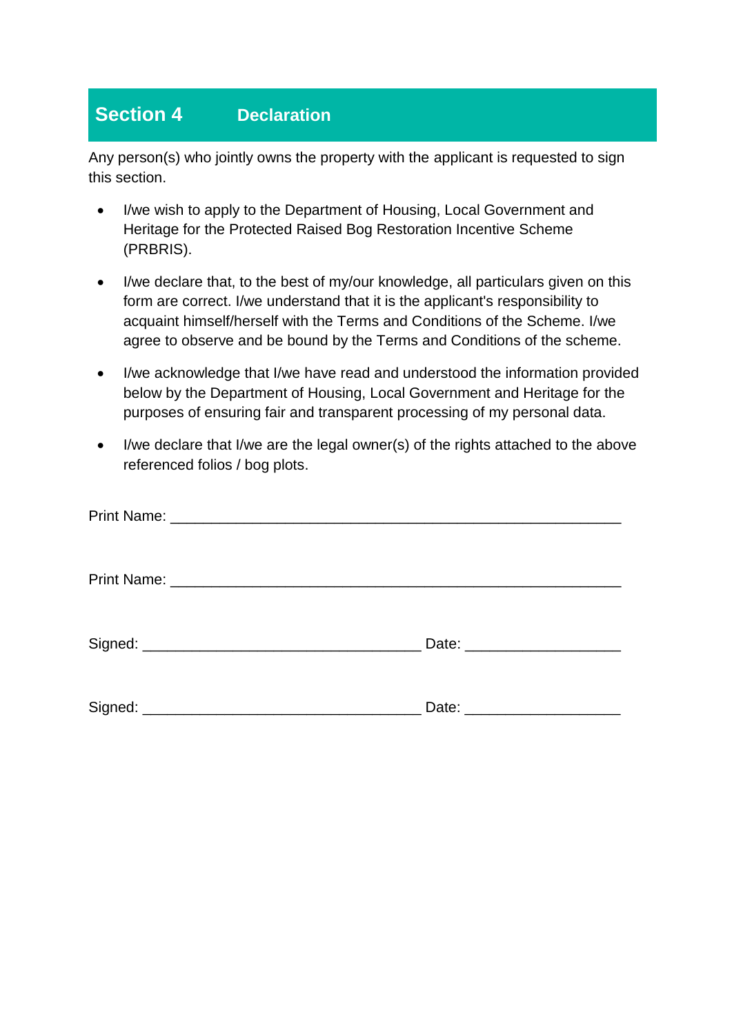## Section 4 Declaration

Any person(s) who jointly owns the property with the applicant is requested to sign this section.

- I/we wish to apply to the Department of Housing, Local Government and Heritage for the Protected Raised Bog Restoration Incentive Scheme (PRBRIS).
- I/we declare that, to the best of my/our knowledge, all particulars given on this form are correct. I/we understand that it is the applicant's responsibility to acquaint himself/herself with the Terms and Conditions of the Scheme. I/we agree to observe and be bound by the Terms and Conditions of the scheme.
- I/we acknowledge that I/we have read and understood the information provided below by the Department of Housing, Local Government and Heritage for the purposes of ensuring fair and transparent processing of my personal data.
- I/we declare that I/we are the legal owner(s) of the rights attached to the above referenced folios / bog plots.

Print Name: ______________________________________________________

Print Name: ______________________________________________________

Signed: _________________________________ Date: __________________

Signed: _________________________________ Date: __________________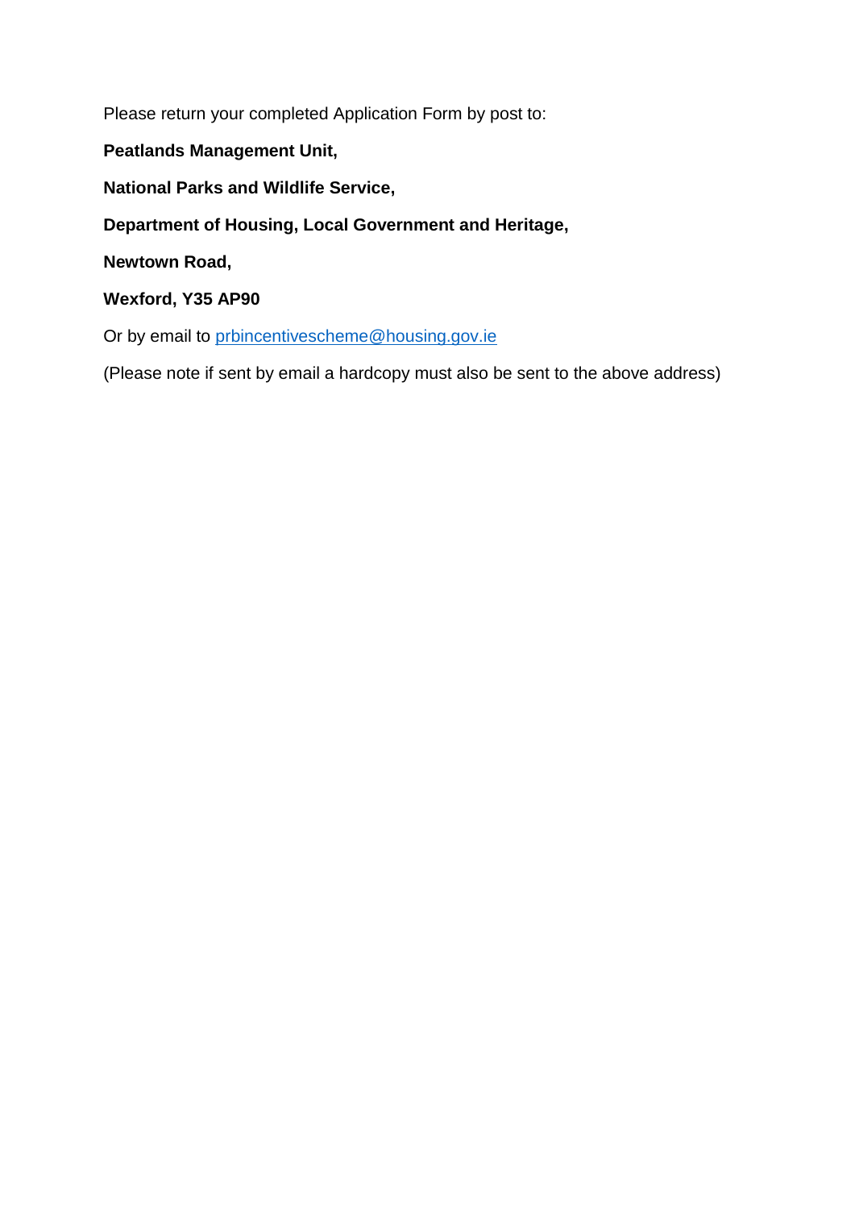Please return your completed Application Form by post to:

**Peatlands Management Unit,**

**National Parks and Wildlife Service,**

**Department of Housing, Local Government and Heritage,**

**Newtown Road,**

**Wexford, Y35 AP90**

Or by email to prbincentivescheme@housing.gov.ie

(Please note if sent by email a hardcopy must also be sent to the above address)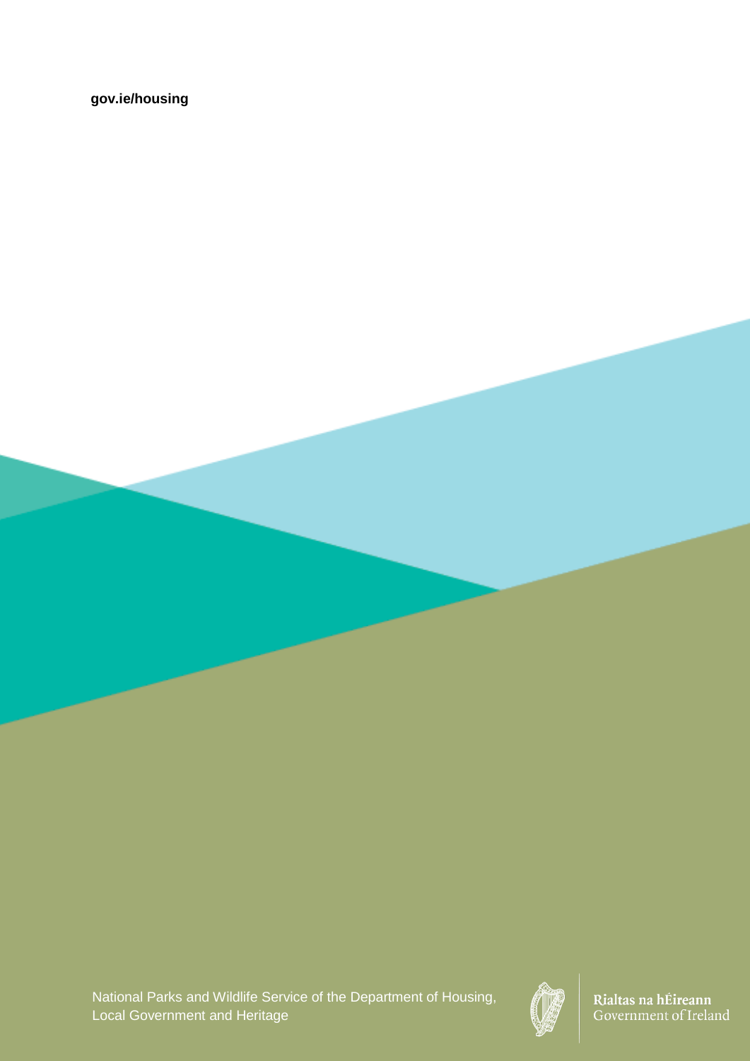gov.ie/housing

National Parks and Wildlife Service of the Department of Housing, Local Government and Heritage

Rialtas na hÉireann
Government of Ireland